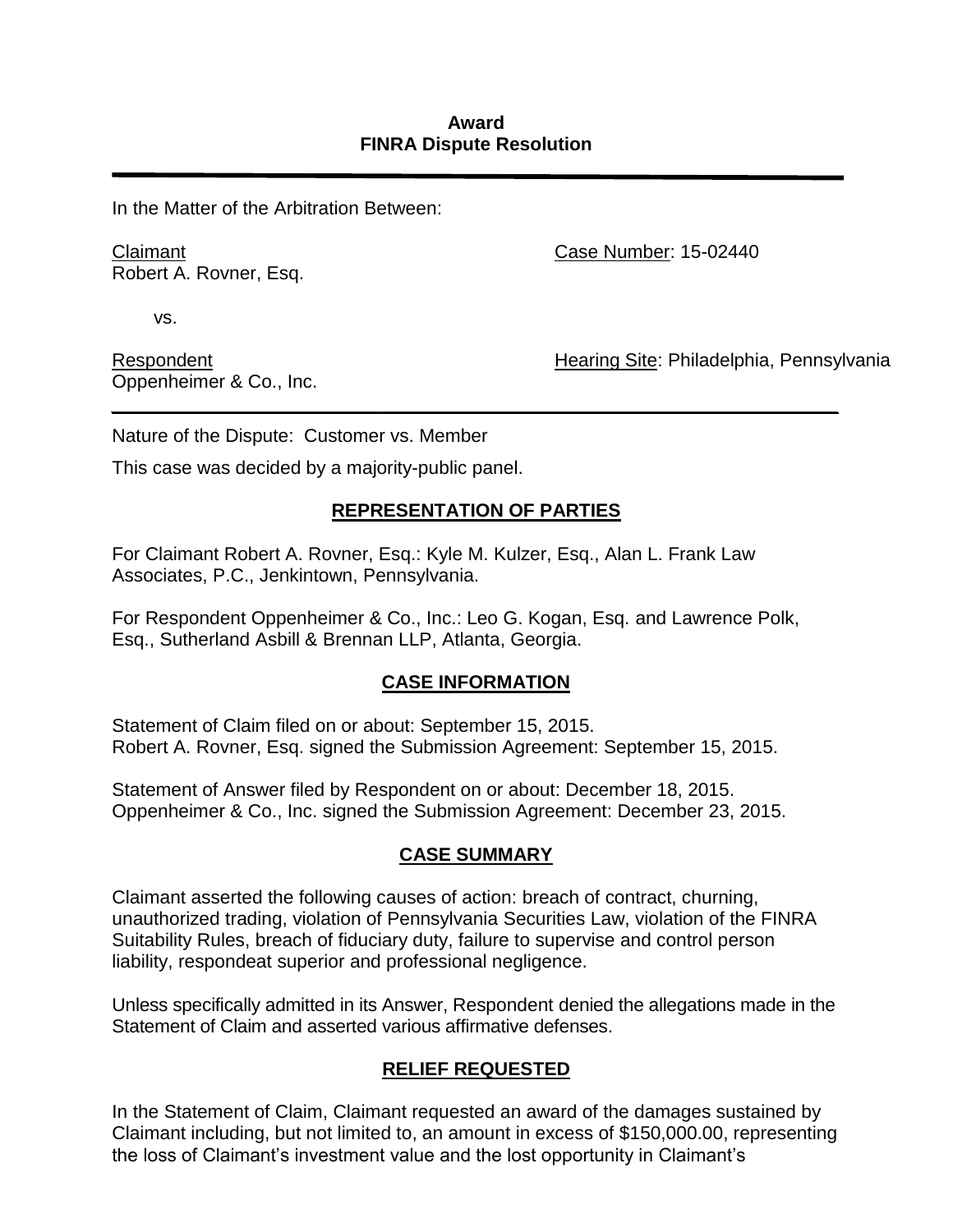**Award**
**FINRA Dispute Resolution**

---

In the Matter of the Arbitration Between:

Claimant
Robert A. Rovner, Esq.

Case Number: 15-02440

vs.

Respondent
Oppenheimer & Co., Inc.

Hearing Site: Philadelphia, Pennsylvania

---

Nature of the Dispute: Customer vs. Member

This case was decided by a majority-public panel.

## REPRESENTATION OF PARTIES

For Claimant Robert A. Rovner, Esq.: Kyle M. Kulzer, Esq., Alan L. Frank Law Associates, P.C., Jenkintown, Pennsylvania.

For Respondent Oppenheimer & Co., Inc.: Leo G. Kogan, Esq. and Lawrence Polk, Esq., Sutherland Asbill & Brennan LLP, Atlanta, Georgia.

## CASE INFORMATION

Statement of Claim filed on or about: September 15, 2015.
Robert A. Rovner, Esq. signed the Submission Agreement: September 15, 2015.

Statement of Answer filed by Respondent on or about: December 18, 2015.
Oppenheimer & Co., Inc. signed the Submission Agreement: December 23, 2015.

## CASE SUMMARY

Claimant asserted the following causes of action: breach of contract, churning, unauthorized trading, violation of Pennsylvania Securities Law, violation of the FINRA Suitability Rules, breach of fiduciary duty, failure to supervise and control person liability, respondeat superior and professional negligence.

Unless specifically admitted in its Answer, Respondent denied the allegations made in the Statement of Claim and asserted various affirmative defenses.

## RELIEF REQUESTED

In the Statement of Claim, Claimant requested an award of the damages sustained by Claimant including, but not limited to, an amount in excess of $150,000.00, representing the loss of Claimant's investment value and the lost opportunity in Claimant's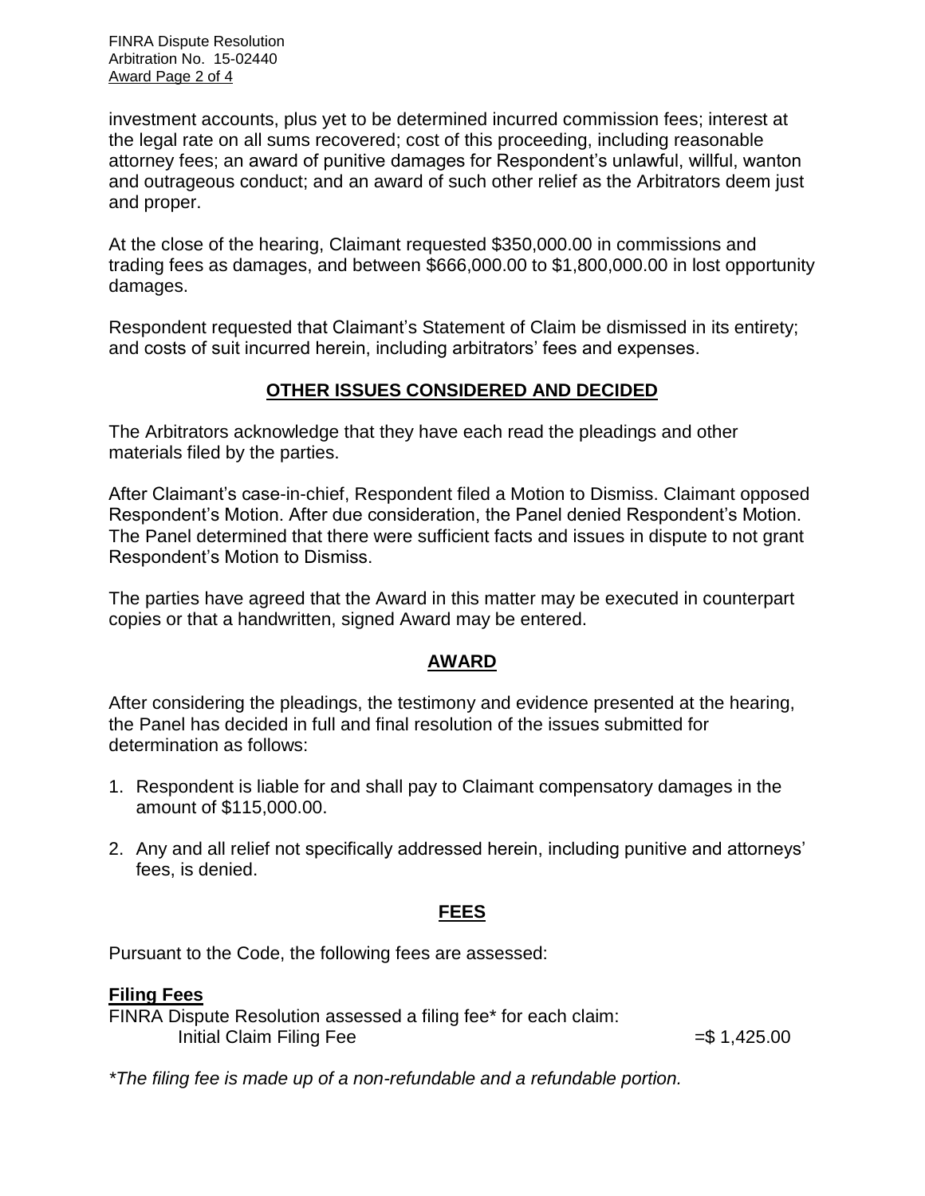investment accounts, plus yet to be determined incurred commission fees; interest at the legal rate on all sums recovered; cost of this proceeding, including reasonable attorney fees; an award of punitive damages for Respondent's unlawful, willful, wanton and outrageous conduct; and an award of such other relief as the Arbitrators deem just and proper.

At the close of the hearing, Claimant requested $350,000.00 in commissions and trading fees as damages, and between $666,000.00 to $1,800,000.00 in lost opportunity damages.

Respondent requested that Claimant's Statement of Claim be dismissed in its entirety; and costs of suit incurred herein, including arbitrators' fees and expenses.

## OTHER ISSUES CONSIDERED AND DECIDED

The Arbitrators acknowledge that they have each read the pleadings and other materials filed by the parties.

After Claimant's case-in-chief, Respondent filed a Motion to Dismiss. Claimant opposed Respondent's Motion. After due consideration, the Panel denied Respondent's Motion. The Panel determined that there were sufficient facts and issues in dispute to not grant Respondent's Motion to Dismiss.

The parties have agreed that the Award in this matter may be executed in counterpart copies or that a handwritten, signed Award may be entered.

## AWARD

After considering the pleadings, the testimony and evidence presented at the hearing, the Panel has decided in full and final resolution of the issues submitted for determination as follows:

1. Respondent is liable for and shall pay to Claimant compensatory damages in the amount of $115,000.00.
2. Any and all relief not specifically addressed herein, including punitive and attorneys' fees, is denied.

## FEES

Pursuant to the Code, the following fees are assessed:

**Filing Fees**

FINRA Dispute Resolution assessed a filing fee* for each claim:

Initial Claim Filing Fee =$ 1,425.00

*\*The filing fee is made up of a non-refundable and a refundable portion.*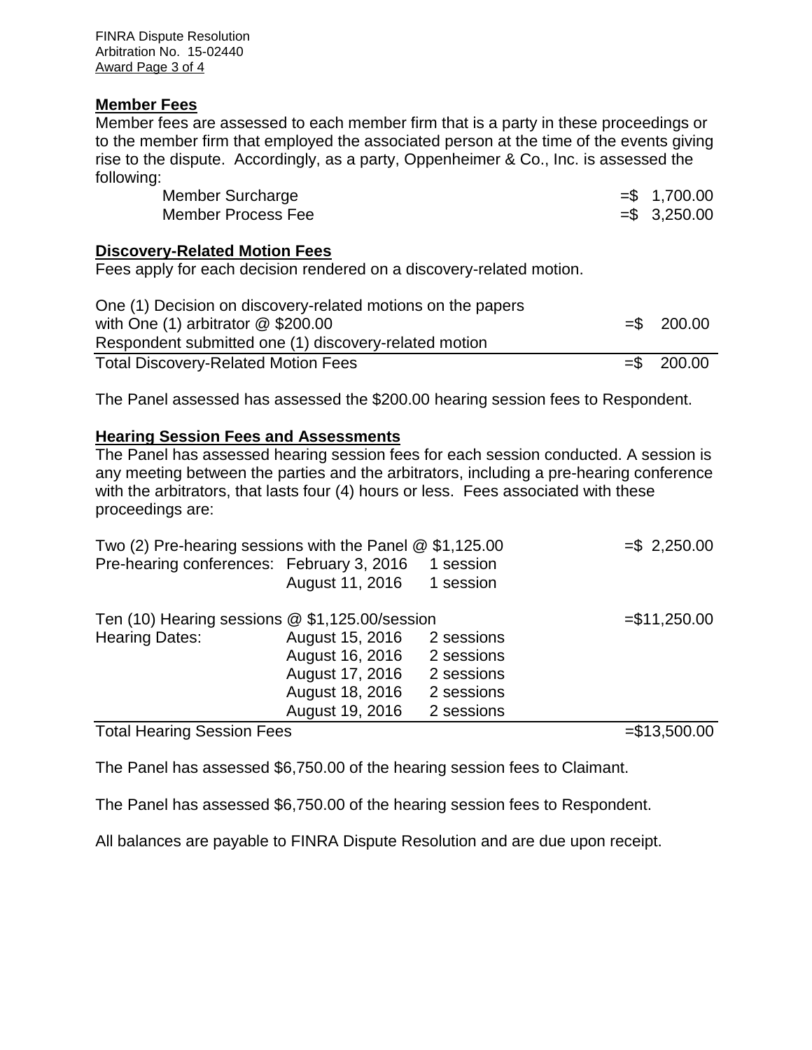**Member Fees**

Member fees are assessed to each member firm that is a party in these proceedings or to the member firm that employed the associated person at the time of the events giving rise to the dispute. Accordingly, as a party, Oppenheimer & Co., Inc. is assessed the following:

| | |
|---|---|
| Member Surcharge | =$ 1,700.00 |
| Member Process Fee | =$ 3,250.00 |

**Discovery-Related Motion Fees**

Fees apply for each decision rendered on a discovery-related motion.

| | |
|---|---|
| One (1) Decision on discovery-related motions on the papers with One (1) arbitrator @ $200.00 | =$ 200.00 |
| Respondent submitted one (1) discovery-related motion | |
| Total Discovery-Related Motion Fees | =$ 200.00 |

The Panel assessed has assessed the $200.00 hearing session fees to Respondent.

**Hearing Session Fees and Assessments**

The Panel has assessed hearing session fees for each session conducted. A session is any meeting between the parties and the arbitrators, including a pre-hearing conference with the arbitrators, that lasts four (4) hours or less. Fees associated with these proceedings are:

| | | | |
|---|---|---|---|
| Two (2) Pre-hearing sessions with the Panel @ $1,125.00 | | | =$ 2,250.00 |
| Pre-hearing conferences: | February 3, 2016 | 1 session | |
| | August 11, 2016 | 1 session | |
| Ten (10) Hearing sessions @ $1,125.00/session | | | =$11,250.00 |
| Hearing Dates: | August 15, 2016 | 2 sessions | |
| | August 16, 2016 | 2 sessions | |
| | August 17, 2016 | 2 sessions | |
| | August 18, 2016 | 2 sessions | |
| | August 19, 2016 | 2 sessions | |
| Total Hearing Session Fees | | | =$13,500.00 |

The Panel has assessed $6,750.00 of the hearing session fees to Claimant.

The Panel has assessed $6,750.00 of the hearing session fees to Respondent.

All balances are payable to FINRA Dispute Resolution and are due upon receipt.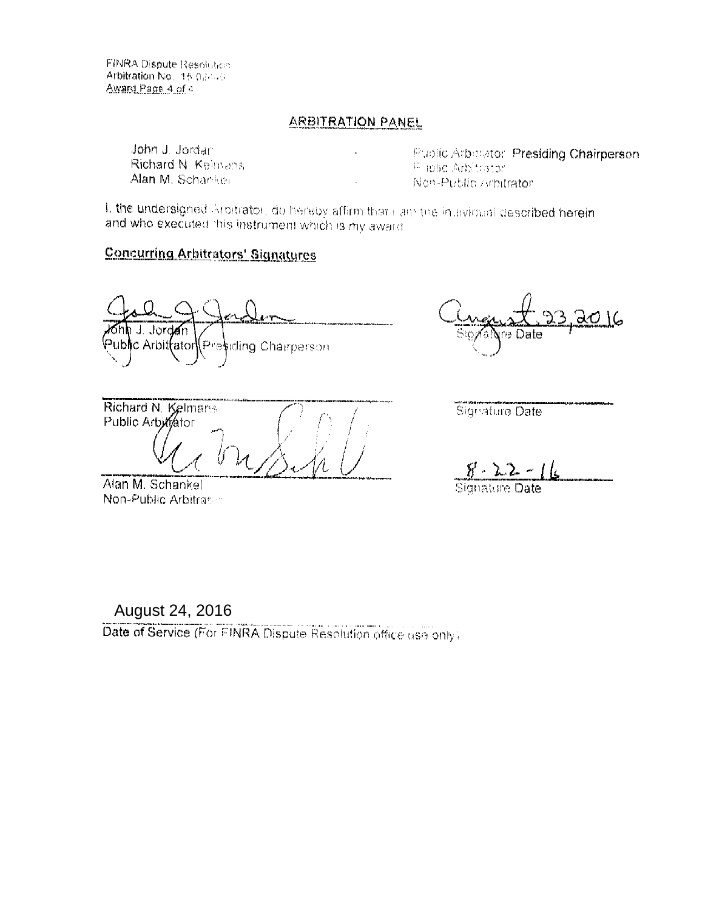FINRA Dispute Resolution
Arbitration No. 15-02440
Award Page 4 of 4

## ARBITRATION PANEL

| | | |
|---|---|---|
| John J. Jordan | - | Public Arbitrator, Presiding Chairperson |
| Richard N. Kelmans | - | Public Arbitrator |
| Alan M. Schankel | - | Non-Public Arbitrator |

I, the undersigned Arbitrator, do hereby affirm that I am the individual described herein and who executed this instrument which is my award.

**Concurring Arbitrators' Signatures**

John J. Jordan
Public Arbitrator, Presiding Chairperson

August 23, 2016
Signature Date

Richard N. Kelmans
Public Arbitrator

Signature Date

Alan M. Schankel
Non-Public Arbitrator

8-22-16
Signature Date

August 24, 2016
Date of Service (For FINRA Dispute Resolution office use only)